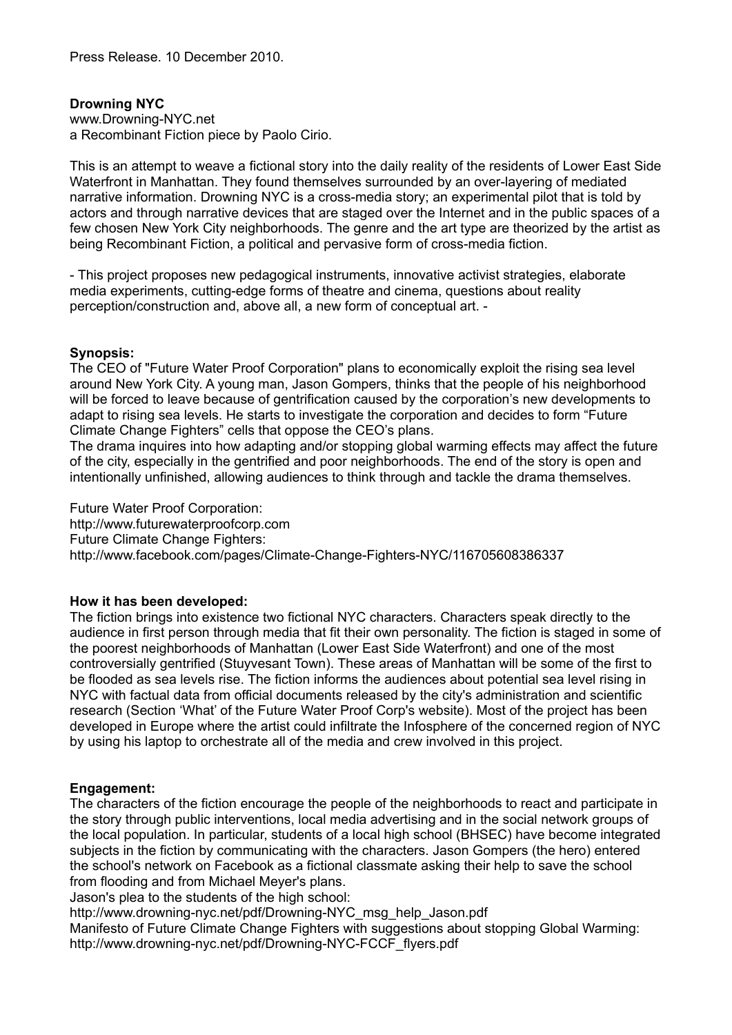Press Release. 10 December 2010.

**Drowning NYC**
www.Drowning-NYC.net
a Recombinant Fiction piece by Paolo Cirio.

This is an attempt to weave a fictional story into the daily reality of the residents of Lower East Side Waterfront in Manhattan. They found themselves surrounded by an over-layering of mediated narrative information. Drowning NYC is a cross-media story; an experimental pilot that is told by actors and through narrative devices that are staged over the Internet and in the public spaces of a few chosen New York City neighborhoods. The genre and the art type are theorized by the artist as being Recombinant Fiction, a political and pervasive form of cross-media fiction.

- This project proposes new pedagogical instruments, innovative activist strategies, elaborate media experiments, cutting-edge forms of theatre and cinema, questions about reality perception/construction and, above all, a new form of conceptual art. -

**Synopsis:**
The CEO of "Future Water Proof Corporation" plans to economically exploit the rising sea level around New York City. A young man, Jason Gompers, thinks that the people of his neighborhood will be forced to leave because of gentrification caused by the corporation's new developments to adapt to rising sea levels. He starts to investigate the corporation and decides to form "Future Climate Change Fighters" cells that oppose the CEO's plans.
The drama inquires into how adapting and/or stopping global warming effects may affect the future of the city, especially in the gentrified and poor neighborhoods. The end of the story is open and intentionally unfinished, allowing audiences to think through and tackle the drama themselves.

Future Water Proof Corporation:
http://www.futurewaterproofcorp.com
Future Climate Change Fighters:
http://www.facebook.com/pages/Climate-Change-Fighters-NYC/116705608386337

**How it has been developed:**
The fiction brings into existence two fictional NYC characters. Characters speak directly to the audience in first person through media that fit their own personality. The fiction is staged in some of the poorest neighborhoods of Manhattan (Lower East Side Waterfront) and one of the most controversially gentrified (Stuyvesant Town). These areas of Manhattan will be some of the first to be flooded as sea levels rise. The fiction informs the audiences about potential sea level rising in NYC with factual data from official documents released by the city's administration and scientific research (Section 'What' of the Future Water Proof Corp's website). Most of the project has been developed in Europe where the artist could infiltrate the Infosphere of the concerned region of NYC by using his laptop to orchestrate all of the media and crew involved in this project.

**Engagement:**
The characters of the fiction encourage the people of the neighborhoods to react and participate in the story through public interventions, local media advertising and in the social network groups of the local population. In particular, students of a local high school (BHSEC) have become integrated subjects in the fiction by communicating with the characters. Jason Gompers (the hero) entered the school's network on Facebook as a fictional classmate asking their help to save the school from flooding and from Michael Meyer's plans.
Jason's plea to the students of the high school:
http://www.drowning-nyc.net/pdf/Drowning-NYC_msg_help_Jason.pdf
Manifesto of Future Climate Change Fighters with suggestions about stopping Global Warming:
http://www.drowning-nyc.net/pdf/Drowning-NYC-FCCF_flyers.pdf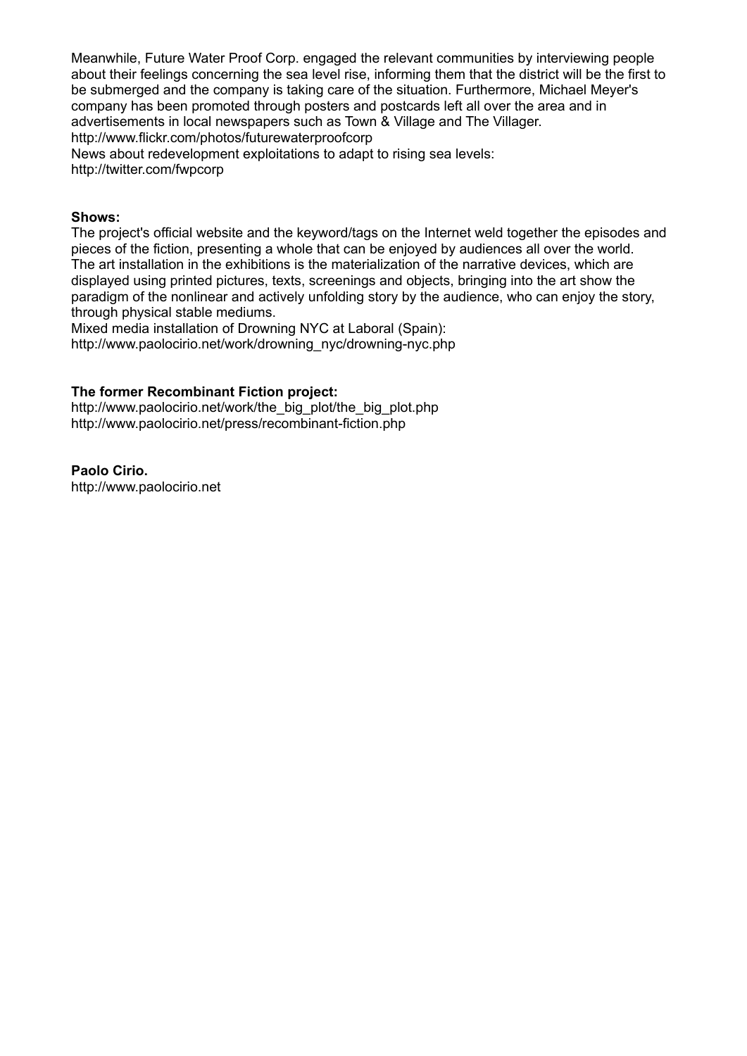Meanwhile, Future Water Proof Corp. engaged the relevant communities by interviewing people about their feelings concerning the sea level rise, informing them that the district will be the first to be submerged and the company is taking care of the situation. Furthermore, Michael Meyer's company has been promoted through posters and postcards left all over the area and in advertisements in local newspapers such as Town & Village and The Villager.
http://www.flickr.com/photos/futurewaterproofcorp
News about redevelopment exploitations to adapt to rising sea levels:
http://twitter.com/fwpcorp

**Shows:**
The project's official website and the keyword/tags on the Internet weld together the episodes and pieces of the fiction, presenting a whole that can be enjoyed by audiences all over the world. The art installation in the exhibitions is the materialization of the narrative devices, which are displayed using printed pictures, texts, screenings and objects, bringing into the art show the paradigm of the nonlinear and actively unfolding story by the audience, who can enjoy the story, through physical stable mediums.
Mixed media installation of Drowning NYC at Laboral (Spain):
http://www.paolocirio.net/work/drowning_nyc/drowning-nyc.php

**The former Recombinant Fiction project:**
http://www.paolocirio.net/work/the_big_plot/the_big_plot.php
http://www.paolocirio.net/press/recombinant-fiction.php

**Paolo Cirio.**
http://www.paolocirio.net